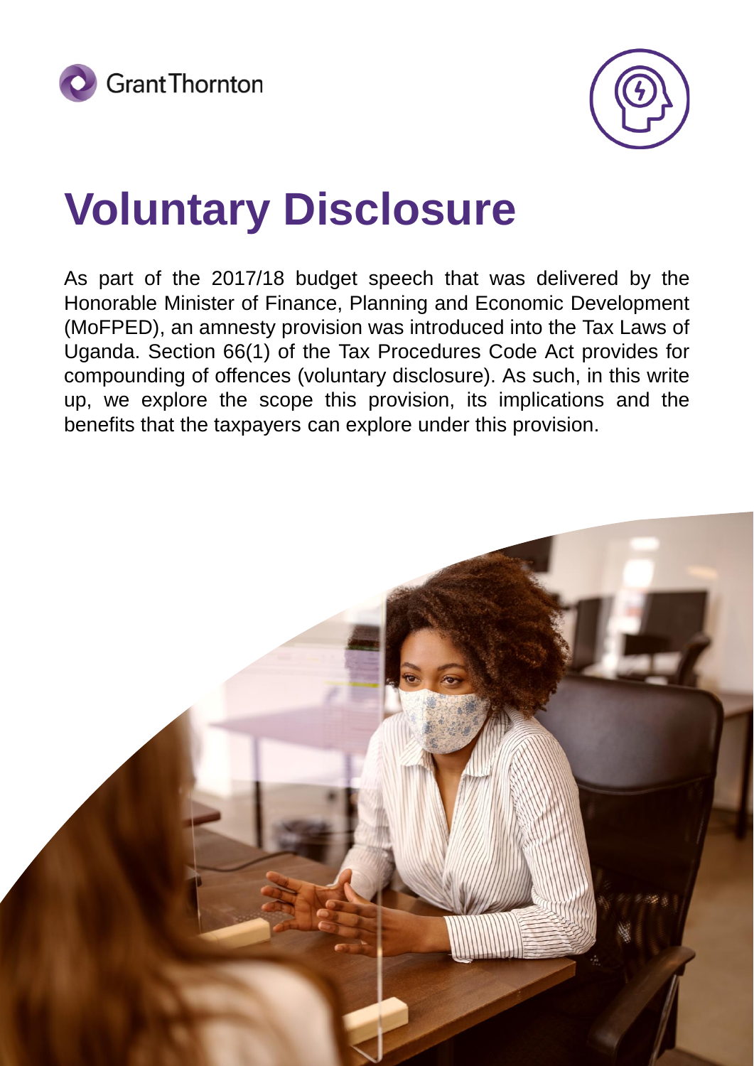# Voluntary Disclosure

As part of the 2017/18 budget speech that was delivered by the Honorable Minister of Finance, Planning and Economic Development (MoFPED), an amnesty provision was introduced into the Tax Laws of Uganda. Section 66(1) of the Tax Procedures Code Act provides for compounding of offences (voluntary disclosure). As such, in this write up, we explore the scope this provision, its implications and the benefits that the taxpayers can explore under this provision.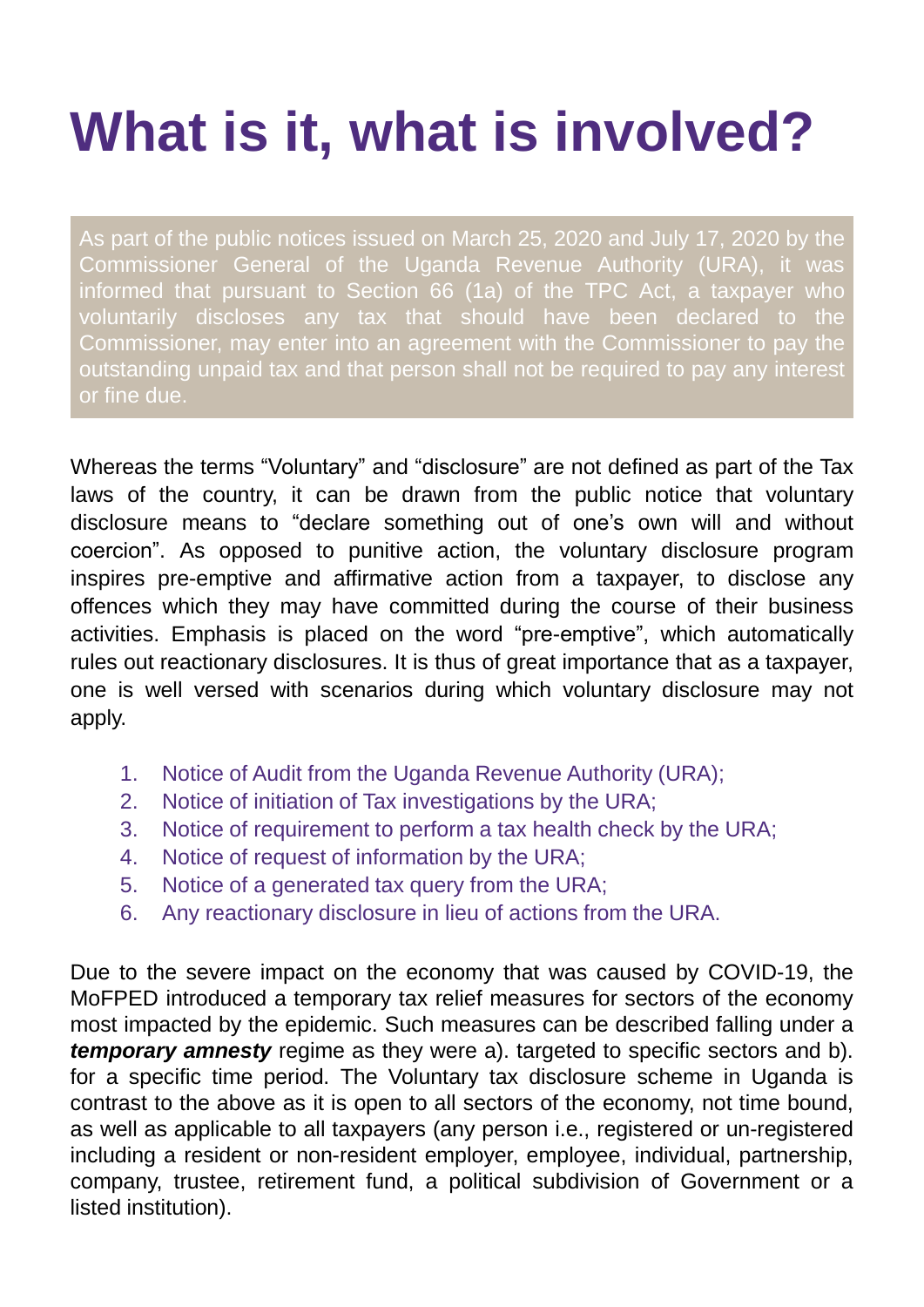# What is it, what is involved?

As part of the public notices issued on March 25, 2020 and July 17, 2020 by the Commissioner General of the Uganda Revenue Authority (URA), it was informed that pursuant to Section 66 (1a) of the TPC Act, a taxpayer who voluntarily discloses any tax that should have been declared to the Commissioner, may enter into an agreement with the Commissioner to pay the outstanding unpaid tax and that person shall not be required to pay any interest or fine due.

Whereas the terms "Voluntary" and "disclosure" are not defined as part of the Tax laws of the country, it can be drawn from the public notice that voluntary disclosure means to "declare something out of one's own will and without coercion". As opposed to punitive action, the voluntary disclosure program inspires pre-emptive and affirmative action from a taxpayer, to disclose any offences which they may have committed during the course of their business activities. Emphasis is placed on the word "pre-emptive", which automatically rules out reactionary disclosures. It is thus of great importance that as a taxpayer, one is well versed with scenarios during which voluntary disclosure may not apply.

1. Notice of Audit from the Uganda Revenue Authority (URA);
2. Notice of initiation of Tax investigations by the URA;
3. Notice of requirement to perform a tax health check by the URA;
4. Notice of request of information by the URA;
5. Notice of a generated tax query from the URA;
6. Any reactionary disclosure in lieu of actions from the URA.

Due to the severe impact on the economy that was caused by COVID-19, the MoFPED introduced a temporary tax relief measures for sectors of the economy most impacted by the epidemic. Such measures can be described falling under a ***temporary amnesty*** regime as they were a). targeted to specific sectors and b). for a specific time period. The Voluntary tax disclosure scheme in Uganda is contrast to the above as it is open to all sectors of the economy, not time bound, as well as applicable to all taxpayers (any person i.e., registered or un-registered including a resident or non-resident employer, employee, individual, partnership, company, trustee, retirement fund, a political subdivision of Government or a listed institution).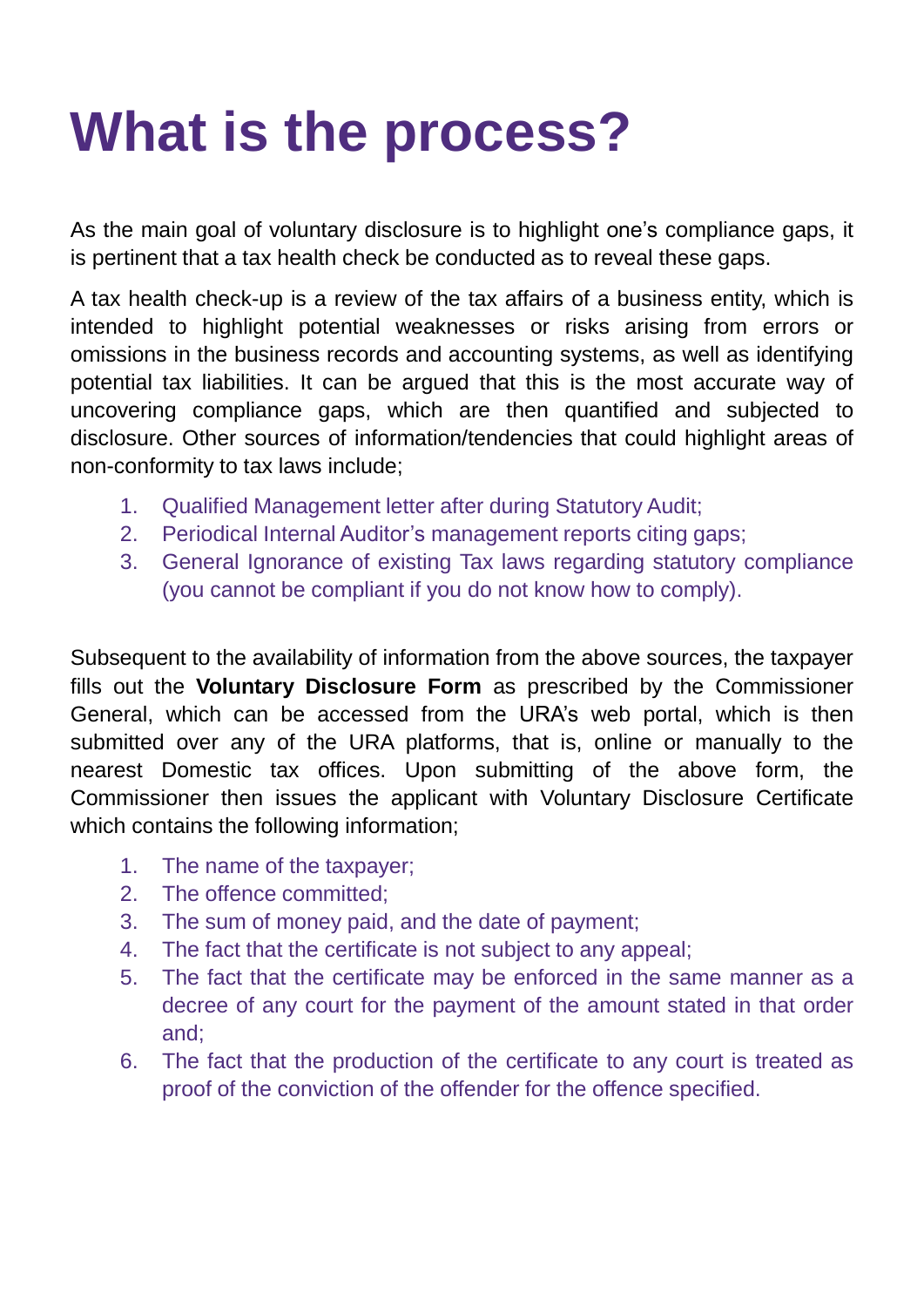# What is the process?

As the main goal of voluntary disclosure is to highlight one's compliance gaps, it is pertinent that a tax health check be conducted as to reveal these gaps.

A tax health check-up is a review of the tax affairs of a business entity, which is intended to highlight potential weaknesses or risks arising from errors or omissions in the business records and accounting systems, as well as identifying potential tax liabilities. It can be argued that this is the most accurate way of uncovering compliance gaps, which are then quantified and subjected to disclosure. Other sources of information/tendencies that could highlight areas of non-conformity to tax laws include;

1. Qualified Management letter after during Statutory Audit;
2. Periodical Internal Auditor's management reports citing gaps;
3. General Ignorance of existing Tax laws regarding statutory compliance (you cannot be compliant if you do not know how to comply).

Subsequent to the availability of information from the above sources, the taxpayer fills out the **Voluntary Disclosure Form** as prescribed by the Commissioner General, which can be accessed from the URA's web portal, which is then submitted over any of the URA platforms, that is, online or manually to the nearest Domestic tax offices. Upon submitting of the above form, the Commissioner then issues the applicant with Voluntary Disclosure Certificate which contains the following information;

1. The name of the taxpayer;
2. The offence committed;
3. The sum of money paid, and the date of payment;
4. The fact that the certificate is not subject to any appeal;
5. The fact that the certificate may be enforced in the same manner as a decree of any court for the payment of the amount stated in that order and;
6. The fact that the production of the certificate to any court is treated as proof of the conviction of the offender for the offence specified.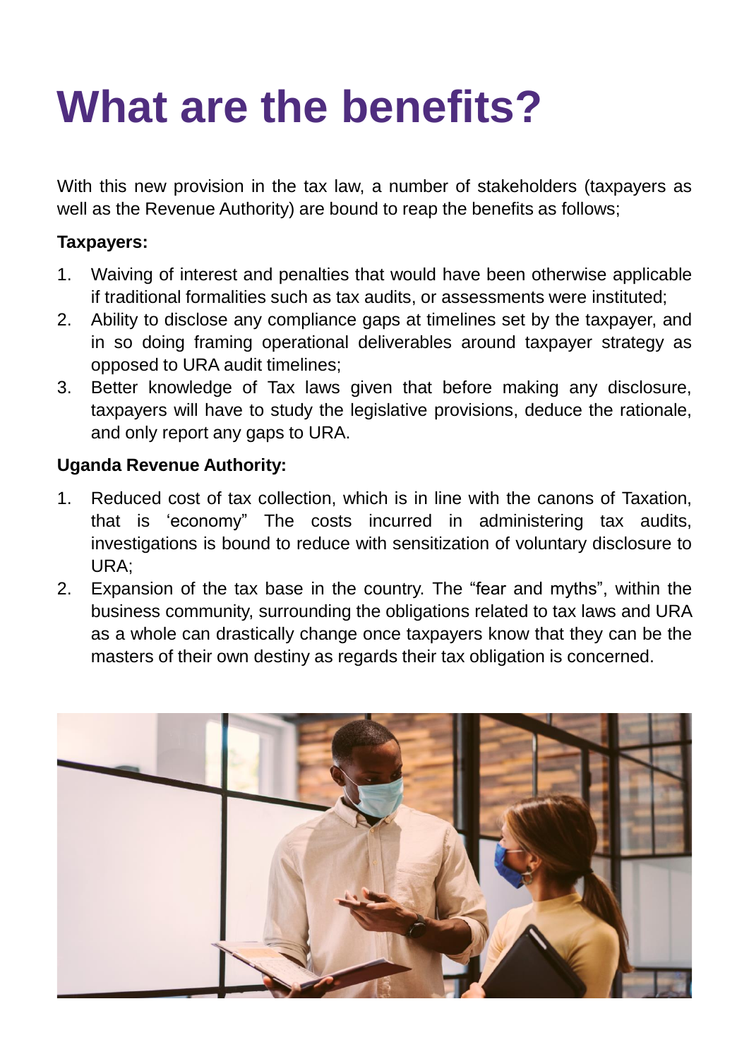# What are the benefits?

With this new provision in the tax law, a number of stakeholders (taxpayers as well as the Revenue Authority) are bound to reap the benefits as follows;

**Taxpayers:**

1. Waiving of interest and penalties that would have been otherwise applicable if traditional formalities such as tax audits, or assessments were instituted;
2. Ability to disclose any compliance gaps at timelines set by the taxpayer, and in so doing framing operational deliverables around taxpayer strategy as opposed to URA audit timelines;
3. Better knowledge of Tax laws given that before making any disclosure, taxpayers will have to study the legislative provisions, deduce the rationale, and only report any gaps to URA.

**Uganda Revenue Authority:**

1. Reduced cost of tax collection, which is in line with the canons of Taxation, that is 'economy" The costs incurred in administering tax audits, investigations is bound to reduce with sensitization of voluntary disclosure to URA;
2. Expansion of the tax base in the country. The "fear and myths", within the business community, surrounding the obligations related to tax laws and URA as a whole can drastically change once taxpayers know that they can be the masters of their own destiny as regards their tax obligation is concerned.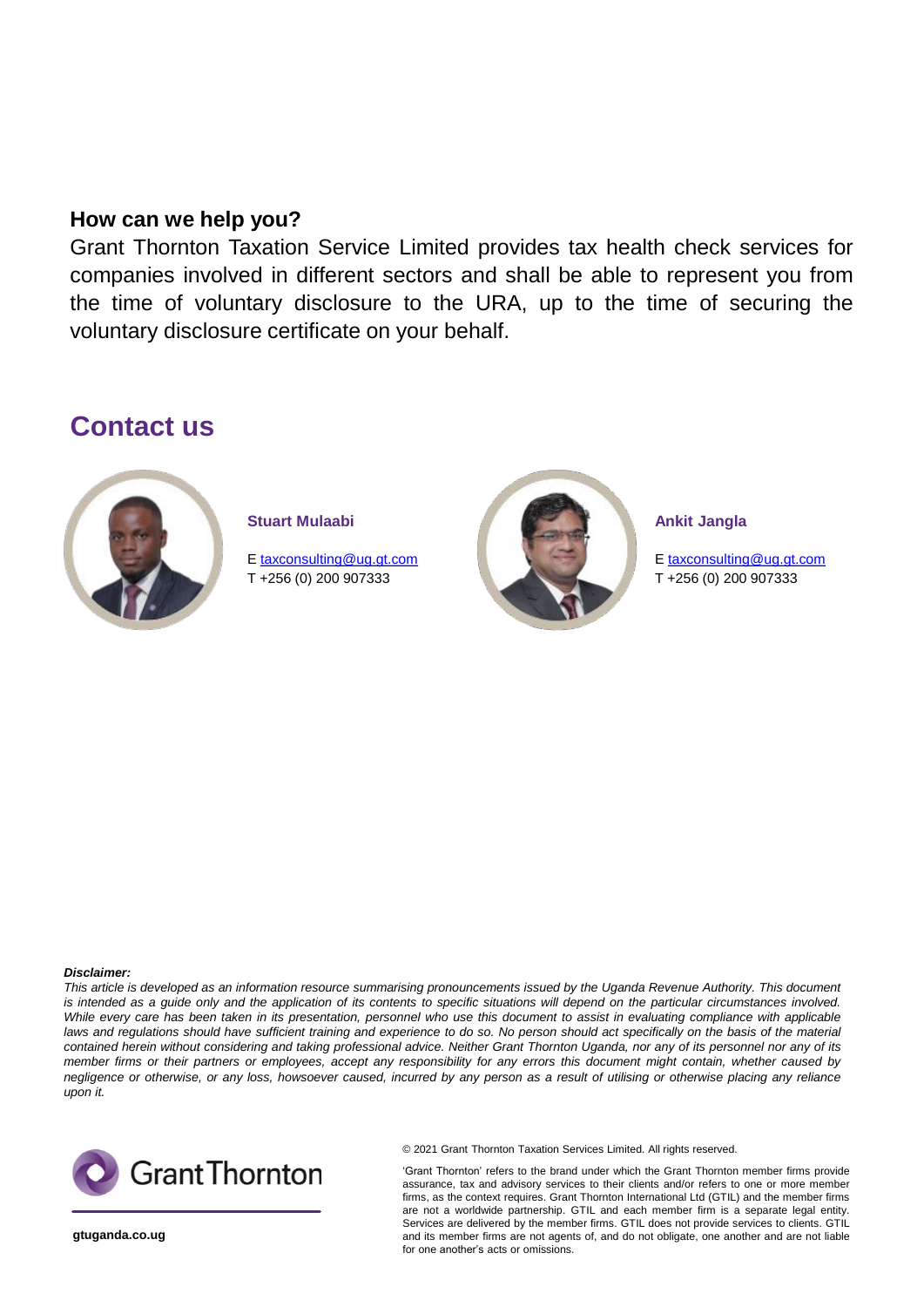**How can we help you?**

Grant Thornton Taxation Service Limited provides tax health check services for companies involved in different sectors and shall be able to represent you from the time of voluntary disclosure to the URA, up to the time of securing the voluntary disclosure certificate on your behalf.

## Contact us

**Stuart Mulaabi**

E taxconsulting@ug.gt.com
T +256 (0) 200 907333

**Ankit Jangla**

E taxconsulting@ug.gt.com
T +256 (0) 200 907333

***Disclaimer:***

*This article is developed as an information resource summarising pronouncements issued by the Uganda Revenue Authority. This document is intended as a guide only and the application of its contents to specific situations will depend on the particular circumstances involved. While every care has been taken in its presentation, personnel who use this document to assist in evaluating compliance with applicable laws and regulations should have sufficient training and experience to do so. No person should act specifically on the basis of the material contained herein without considering and taking professional advice. Neither Grant Thornton Uganda, nor any of its personnel nor any of its member firms or their partners or employees, accept any responsibility for any errors this document might contain, whether caused by negligence or otherwise, or any loss, howsoever caused, incurred by any person as a result of utilising or otherwise placing any reliance upon it.*

Grant Thornton

**gtuganda.co.ug**

© 2021 Grant Thornton Taxation Services Limited. All rights reserved.

'Grant Thornton' refers to the brand under which the Grant Thornton member firms provide assurance, tax and advisory services to their clients and/or refers to one or more member firms, as the context requires. Grant Thornton International Ltd (GTIL) and the member firms are not a worldwide partnership. GTIL and each member firm is a separate legal entity. Services are delivered by the member firms. GTIL does not provide services to clients. GTIL and its member firms are not agents of, and do not obligate, one another and are not liable for one another's acts or omissions.